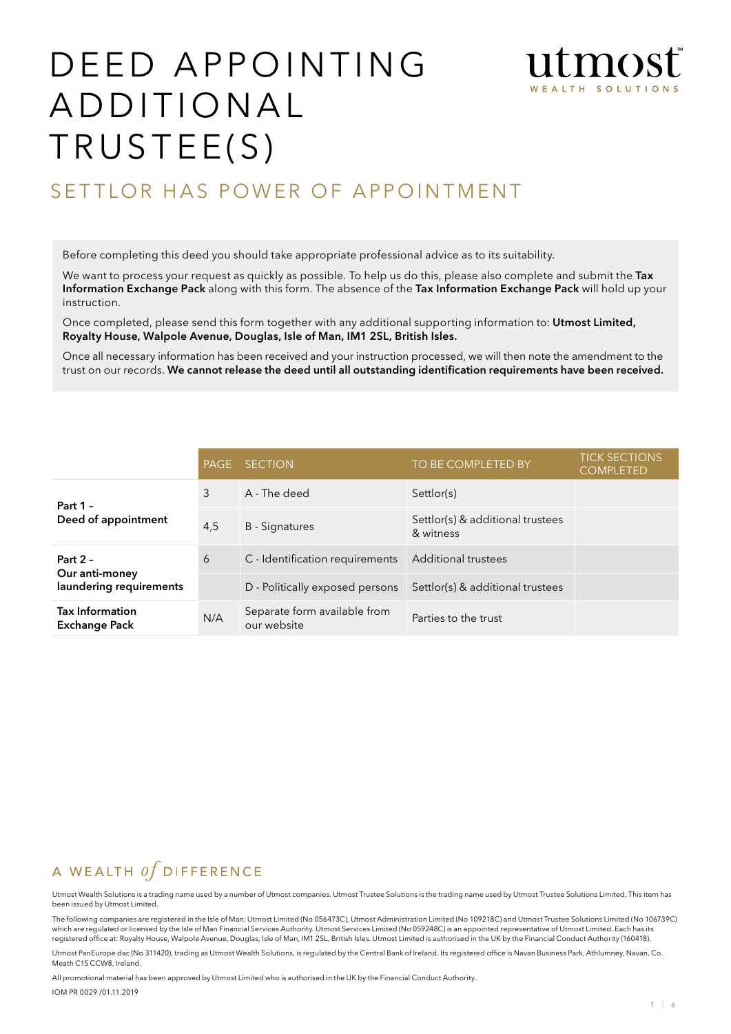# DEED APPOINTING ADDITIONAL TRUSTEE(S)

## SETTLOR HAS POWER OF APPOINTMENT

Before completing this deed you should take appropriate professional advice as to its suitability.

We want to process your request as quickly as possible. To help us do this, please also complete and submit the **Tax Information Exchange Pack** along with this form. The absence of the **Tax Information Exchange Pack** will hold up your instruction.

Once completed, please send this form together with any additional supporting information to: **Utmost Limited, Royalty House, Walpole Avenue, Douglas, Isle of Man, IM1 2SL, British Isles.**

Once all necessary information has been received and your instruction processed, we will then note the amendment to the trust on our records. **We cannot release the deed until all outstanding identification requirements have been received.**

| | PAGE | SECTION | TO BE COMPLETED BY | TICK SECTIONS COMPLETED |
|---|---|---|---|---|
| **Part 1 – Deed of appointment** | 3 | A - The deed | Settlor(s) | |
| | 4,5 | B - Signatures | Settlor(s) & additional trustees & witness | |
| **Part 2 – Our anti-money laundering requirements** | 6 | C - Identification requirements | Additional trustees | |
| | | D - Politically exposed persons | Settlor(s) & additional trustees | |
| **Tax Information Exchange Pack** | N/A | Separate form available from our website | Parties to the trust | |

A WEALTH *of* DIFFERENCE

Utmost Wealth Solutions is a trading name used by a number of Utmost companies. Utmost Trustee Solutions is the trading name used by Utmost Trustee Solutions Limited. This item has been issued by Utmost Limited.

The following companies are registered in the Isle of Man: Utmost Limited (No 056473C), Utmost Administration Limited (No 109218C) and Utmost Trustee Solutions Limited (No 106739C) which are regulated or licensed by the Isle of Man Financial Services Authority. Utmost Services Limited (No 059248C) is an appointed representative of Utmost Limited. Each has its registered office at: Royalty House, Walpole Avenue, Douglas, Isle of Man, IM1 2SL, British Isles. Utmost Limited is authorised in the UK by the Financial Conduct Authority (160418).

Utmost PanEurope dac (No 311420), trading as Utmost Wealth Solutions, is regulated by the Central Bank of Ireland. Its registered office is Navan Business Park, Athlumney, Navan, Co. Meath C15 CCW8, Ireland.

All promotional material has been approved by Utmost Limited who is authorised in the UK by the Financial Conduct Authority.

IOM PR 0029 /01.11.2019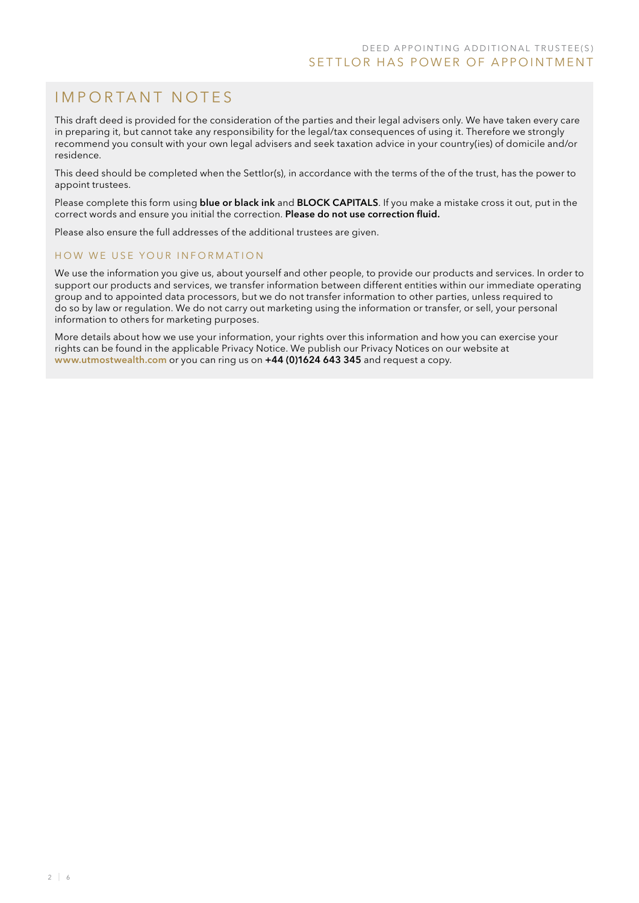# IMPORTANT NOTES

This draft deed is provided for the consideration of the parties and their legal advisers only. We have taken every care in preparing it, but cannot take any responsibility for the legal/tax consequences of using it. Therefore we strongly recommend you consult with your own legal advisers and seek taxation advice in your country(ies) of domicile and/or residence.

This deed should be completed when the Settlor(s), in accordance with the terms of the of the trust, has the power to appoint trustees.

Please complete this form using **blue or black ink** and **BLOCK CAPITALS**. If you make a mistake cross it out, put in the correct words and ensure you initial the correction. **Please do not use correction fluid.**

Please also ensure the full addresses of the additional trustees are given.

## HOW WE USE YOUR INFORMATION

We use the information you give us, about yourself and other people, to provide our products and services. In order to support our products and services, we transfer information between different entities within our immediate operating group and to appointed data processors, but we do not transfer information to other parties, unless required to do so by law or regulation. We do not carry out marketing using the information or transfer, or sell, your personal information to others for marketing purposes.

More details about how we use your information, your rights over this information and how you can exercise your rights can be found in the applicable Privacy Notice. We publish our Privacy Notices on our website at **www.utmostwealth.com** or you can ring us on **+44 (0)1624 643 345** and request a copy.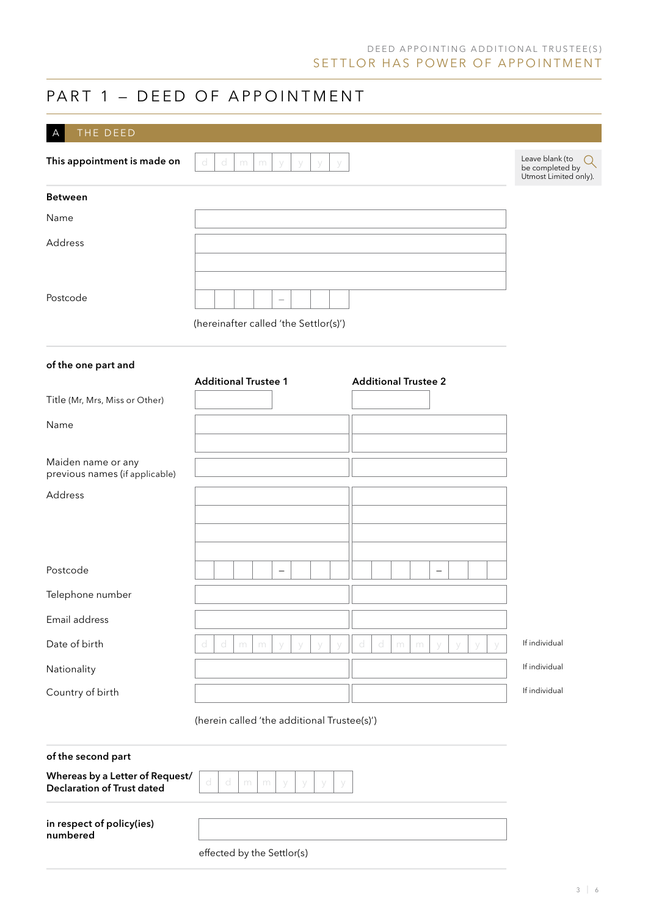# PART 1 – DEED OF APPOINTMENT

## A THE DEED

**This appointment is made on** d d m m y y y y

Leave blank (to be completed by Utmost Limited only).

**Between**

Name

Address

Postcode –

(hereinafter called 'the Settlor(s)')

**of the one part and**

| | **Additional Trustee 1** | **Additional Trustee 2** | |
|---|---|---|---|
| Title (Mr, Mrs, Miss or Other) | | | |
| Name | | | |
| Maiden name or any previous names (if applicable) | | | |
| Address | | | |
| Postcode | – | – | |
| Telephone number | | | |
| Email address | | | |
| Date of birth | d d m m y y y y | d d m m y y y y | If individual |
| Nationality | | | If individual |
| Country of birth | | | If individual |

(herein called 'the additional Trustee(s)')

**of the second part**

**Whereas by a Letter of Request/ Declaration of Trust dated** d d m m y y y y

**in respect of policy(ies) numbered**

effected by the Settlor(s)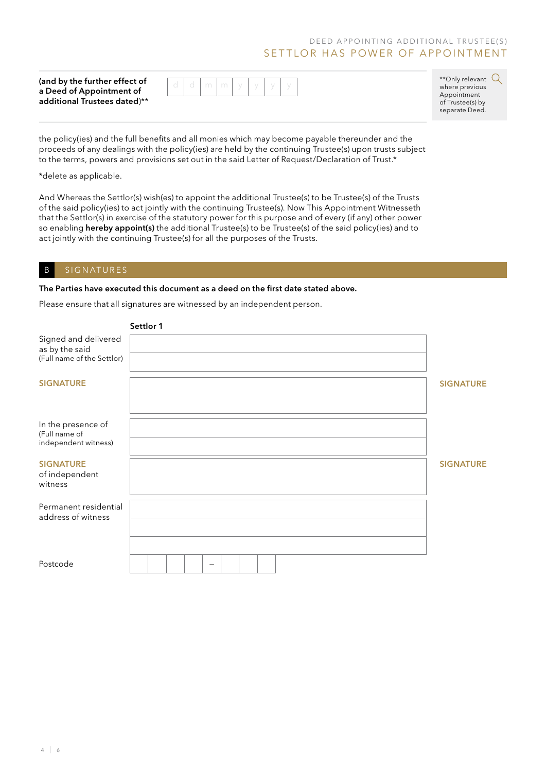**(and by the further effect of a Deed of Appointment of additional Trustees dated)****

| d | d | m | m | y | y | y | y |
|---|---|---|---|---|---|---|---|
| | | | | | | | |

**Only relevant where previous Appointment of Trustee(s) by separate Deed.

the policy(ies) and the full benefits and all monies which may become payable thereunder and the proceeds of any dealings with the policy(ies) are held by the continuing Trustee(s) upon trusts subject to the terms, powers and provisions set out in the said Letter of Request/Declaration of Trust.*

*delete as applicable.

And Whereas the Settlor(s) wish(es) to appoint the additional Trustee(s) to be Trustee(s) of the Trusts of the said policy(ies) to act jointly with the continuing Trustee(s). Now This Appointment Witnesseth that the Settlor(s) in exercise of the statutory power for this purpose and of every (if any) other power so enabling **hereby appoint(s)** the additional Trustee(s) to be Trustee(s) of the said policy(ies) and to act jointly with the continuing Trustee(s) for all the purposes of the Trusts.

## B SIGNATURES

**The Parties have executed this document as a deed on the first date stated above.**

Please ensure that all signatures are witnessed by an independent person.

**Settlor 1**

| | |
|---|---|
| Signed and delivered as by the said (Full name of the Settlor) | |
| **SIGNATURE** | |
| In the presence of (Full name of independent witness) | |
| **SIGNATURE** of independent witness | |
| Permanent residential address of witness | |
| Postcode | |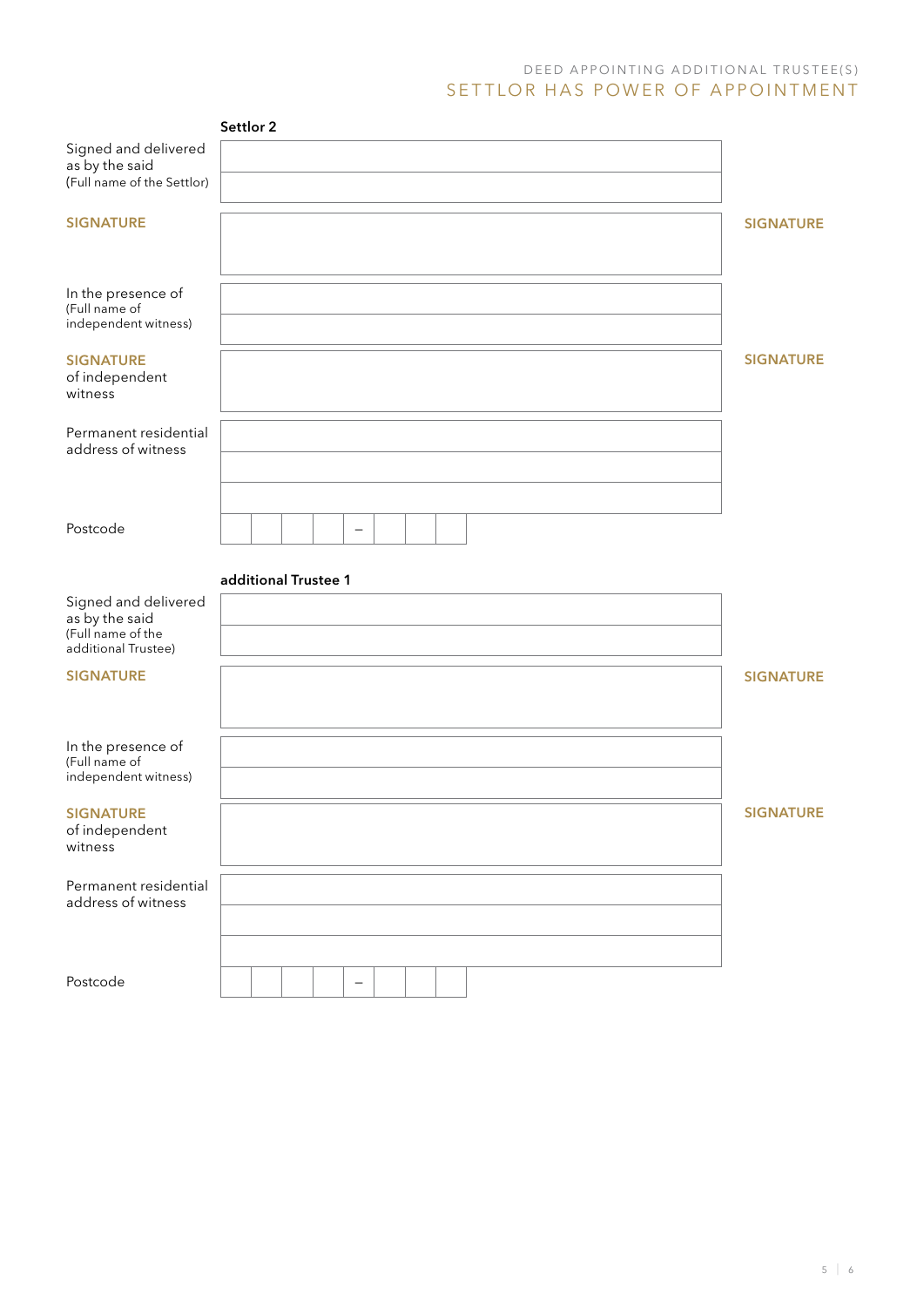**Settlor 2**

Signed and delivered as by the said
(Full name of the Settlor)

SIGNATURE

SIGNATURE

In the presence of
(Full name of independent witness)

SIGNATURE of independent witness

SIGNATURE

Permanent residential address of witness

Postcode – 

**additional Trustee 1**

Signed and delivered as by the said
(Full name of the additional Trustee)

SIGNATURE

SIGNATURE

In the presence of
(Full name of independent witness)

SIGNATURE of independent witness

SIGNATURE

Permanent residential address of witness

Postcode –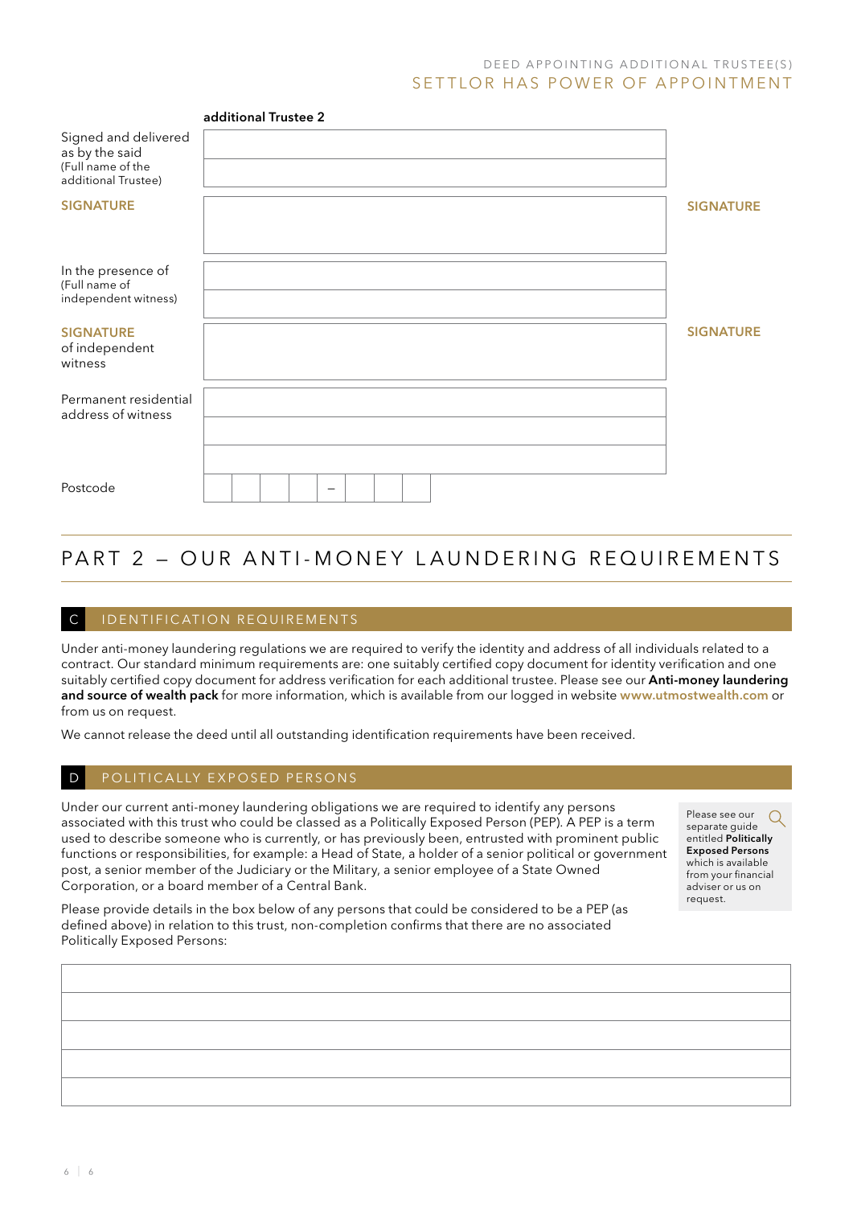**additional Trustee 2**

| | | |
|---|---|---|
| Signed and delivered as by the said (Full name of the additional Trustee) | | |
| **SIGNATURE** | | **SIGNATURE** |
| In the presence of (Full name of independent witness) | | |
| **SIGNATURE** of independent witness | | **SIGNATURE** |
| Permanent residential address of witness | | |
| Postcode | – | |

# PART 2 – OUR ANTI-MONEY LAUNDERING REQUIREMENTS

## C IDENTIFICATION REQUIREMENTS

Under anti-money laundering regulations we are required to verify the identity and address of all individuals related to a contract. Our standard minimum requirements are: one suitably certified copy document for identity verification and one suitably certified copy document for address verification for each additional trustee. Please see our **Anti-money laundering and source of wealth pack** for more information, which is available from our logged in website www.utmostwealth.com or from us on request.

We cannot release the deed until all outstanding identification requirements have been received.

## D POLITICALLY EXPOSED PERSONS

Under our current anti-money laundering obligations we are required to identify any persons associated with this trust who could be classed as a Politically Exposed Person (PEP). A PEP is a term used to describe someone who is currently, or has previously been, entrusted with prominent public functions or responsibilities, for example: a Head of State, a holder of a senior political or government post, a senior member of the Judiciary or the Military, a senior employee of a State Owned Corporation, or a board member of a Central Bank.

Please see our separate guide entitled **Politically Exposed Persons** which is available from your financial adviser or us on request.

Please provide details in the box below of any persons that could be considered to be a PEP (as defined above) in relation to this trust, non-completion confirms that there are no associated Politically Exposed Persons:

| |
|---|
| |
| |
| |
| |
| |